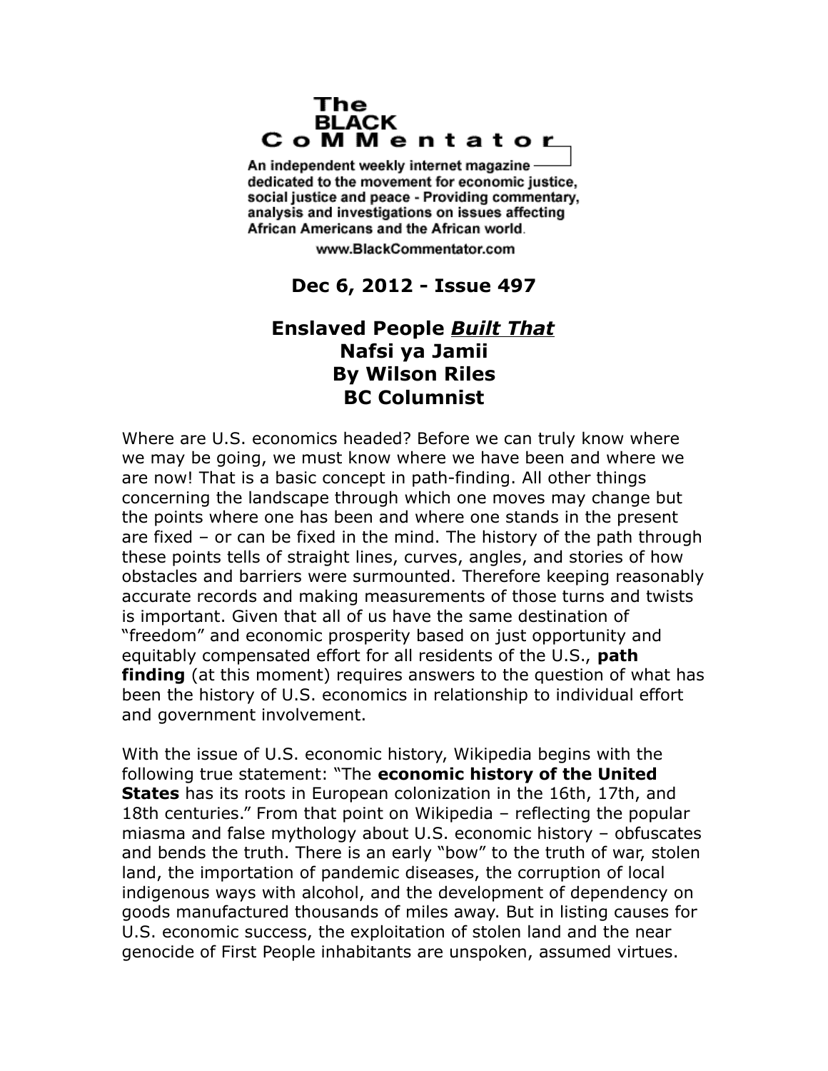# The BLACK CoMMentator

An independent weekly internet magazine dedicated to the movement for economic justice, social justice and peace - Providing commentary, analysis and investigations on issues affecting African Americans and the African world.

www.BlackCommentator.com

**Dec 6, 2012 - Issue 497**

## Enslaved People ***Built That***
## Nafsi ya Jamii
## By Wilson Riles
## BC Columnist

Where are U.S. economics headed? Before we can truly know where we may be going, we must know where we have been and where we are now! That is a basic concept in path-finding. All other things concerning the landscape through which one moves may change but the points where one has been and where one stands in the present are fixed – or can be fixed in the mind. The history of the path through these points tells of straight lines, curves, angles, and stories of how obstacles and barriers were surmounted. Therefore keeping reasonably accurate records and making measurements of those turns and twists is important. Given that all of us have the same destination of "freedom" and economic prosperity based on just opportunity and equitably compensated effort for all residents of the U.S., **path finding** (at this moment) requires answers to the question of what has been the history of U.S. economics in relationship to individual effort and government involvement.

With the issue of U.S. economic history, Wikipedia begins with the following true statement: "The **economic history of the United States** has its roots in European colonization in the 16th, 17th, and 18th centuries." From that point on Wikipedia – reflecting the popular miasma and false mythology about U.S. economic history – obfuscates and bends the truth. There is an early "bow" to the truth of war, stolen land, the importation of pandemic diseases, the corruption of local indigenous ways with alcohol, and the development of dependency on goods manufactured thousands of miles away. But in listing causes for U.S. economic success, the exploitation of stolen land and the near genocide of First People inhabitants are unspoken, assumed virtues.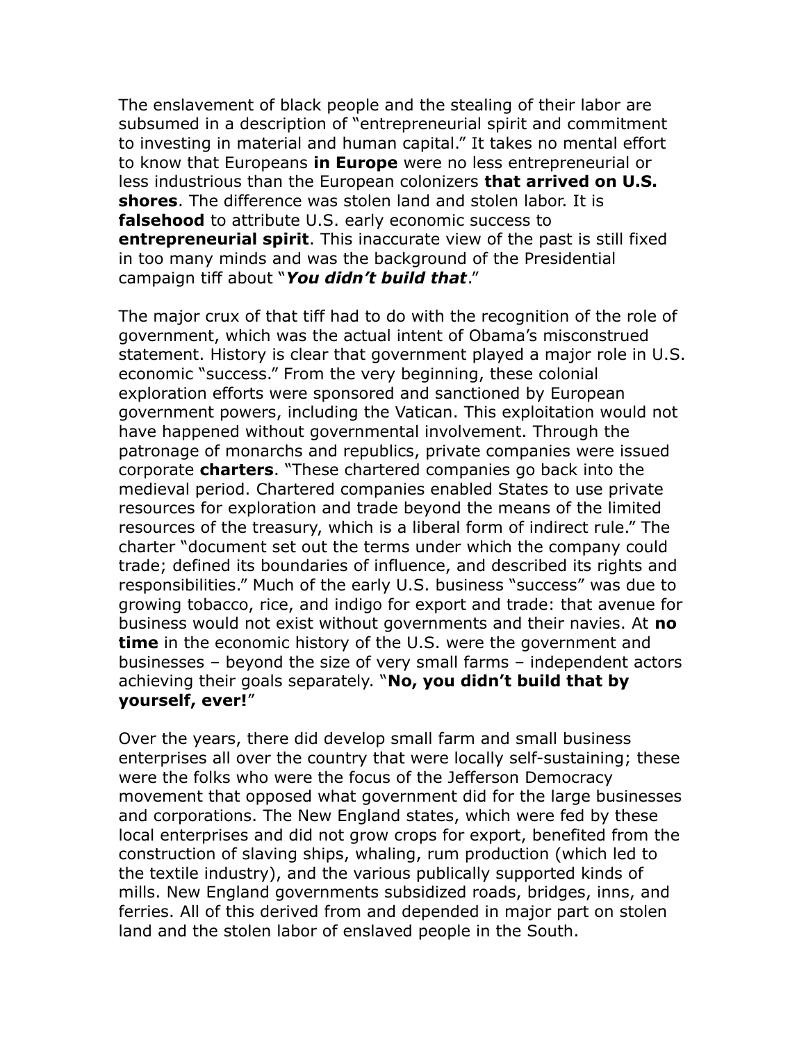The enslavement of black people and the stealing of their labor are subsumed in a description of "entrepreneurial spirit and commitment to investing in material and human capital." It takes no mental effort to know that Europeans **in Europe** were no less entrepreneurial or less industrious than the European colonizers **that arrived on U.S. shores**. The difference was stolen land and stolen labor. It is **falsehood** to attribute U.S. early economic success to **entrepreneurial spirit**. This inaccurate view of the past is still fixed in too many minds and was the background of the Presidential campaign tiff about "***You didn't build that***."

The major crux of that tiff had to do with the recognition of the role of government, which was the actual intent of Obama's misconstrued statement. History is clear that government played a major role in U.S. economic "success." From the very beginning, these colonial exploration efforts were sponsored and sanctioned by European government powers, including the Vatican. This exploitation would not have happened without governmental involvement. Through the patronage of monarchs and republics, private companies were issued corporate **charters**. "These chartered companies go back into the medieval period. Chartered companies enabled States to use private resources for exploration and trade beyond the means of the limited resources of the treasury, which is a liberal form of indirect rule." The charter "document set out the terms under which the company could trade; defined its boundaries of influence, and described its rights and responsibilities." Much of the early U.S. business "success" was due to growing tobacco, rice, and indigo for export and trade: that avenue for business would not exist without governments and their navies. At **no time** in the economic history of the U.S. were the government and businesses – beyond the size of very small farms – independent actors achieving their goals separately. "**No, you didn't build that by yourself, ever!**"

Over the years, there did develop small farm and small business enterprises all over the country that were locally self-sustaining; these were the folks who were the focus of the Jefferson Democracy movement that opposed what government did for the large businesses and corporations. The New England states, which were fed by these local enterprises and did not grow crops for export, benefited from the construction of slaving ships, whaling, rum production (which led to the textile industry), and the various publically supported kinds of mills. New England governments subsidized roads, bridges, inns, and ferries. All of this derived from and depended in major part on stolen land and the stolen labor of enslaved people in the South.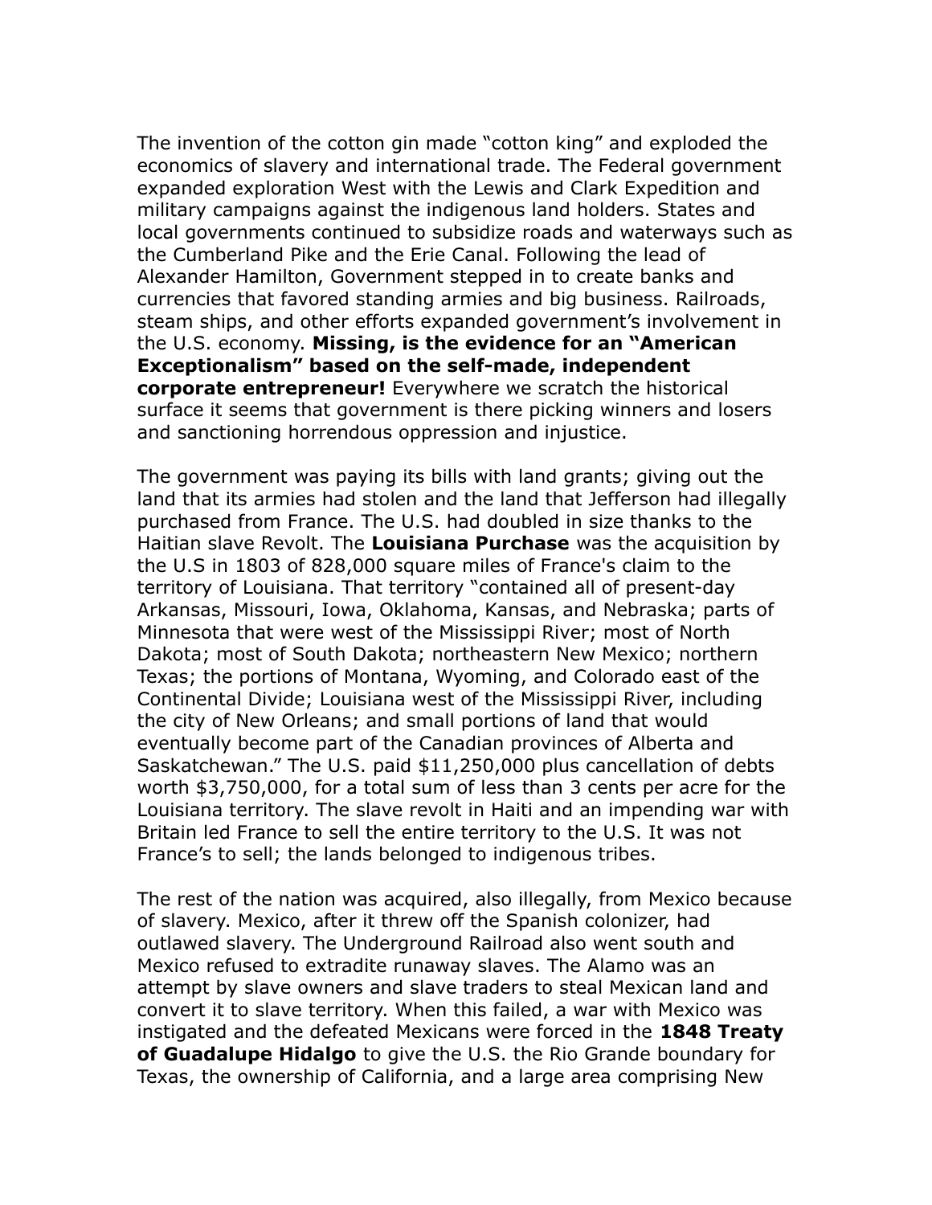The invention of the cotton gin made "cotton king" and exploded the economics of slavery and international trade. The Federal government expanded exploration West with the Lewis and Clark Expedition and military campaigns against the indigenous land holders. States and local governments continued to subsidize roads and waterways such as the Cumberland Pike and the Erie Canal. Following the lead of Alexander Hamilton, Government stepped in to create banks and currencies that favored standing armies and big business. Railroads, steam ships, and other efforts expanded government's involvement in the U.S. economy. **Missing, is the evidence for an "American Exceptionalism" based on the self-made, independent corporate entrepreneur!** Everywhere we scratch the historical surface it seems that government is there picking winners and losers and sanctioning horrendous oppression and injustice.

The government was paying its bills with land grants; giving out the land that its armies had stolen and the land that Jefferson had illegally purchased from France. The U.S. had doubled in size thanks to the Haitian slave Revolt. The **Louisiana Purchase** was the acquisition by the U.S in 1803 of 828,000 square miles of France's claim to the territory of Louisiana. That territory "contained all of present-day Arkansas, Missouri, Iowa, Oklahoma, Kansas, and Nebraska; parts of Minnesota that were west of the Mississippi River; most of North Dakota; most of South Dakota; northeastern New Mexico; northern Texas; the portions of Montana, Wyoming, and Colorado east of the Continental Divide; Louisiana west of the Mississippi River, including the city of New Orleans; and small portions of land that would eventually become part of the Canadian provinces of Alberta and Saskatchewan." The U.S. paid $11,250,000 plus cancellation of debts worth $3,750,000, for a total sum of less than 3 cents per acre for the Louisiana territory. The slave revolt in Haiti and an impending war with Britain led France to sell the entire territory to the U.S. It was not France's to sell; the lands belonged to indigenous tribes.

The rest of the nation was acquired, also illegally, from Mexico because of slavery. Mexico, after it threw off the Spanish colonizer, had outlawed slavery. The Underground Railroad also went south and Mexico refused to extradite runaway slaves. The Alamo was an attempt by slave owners and slave traders to steal Mexican land and convert it to slave territory. When this failed, a war with Mexico was instigated and the defeated Mexicans were forced in the **1848 Treaty of Guadalupe Hidalgo** to give the U.S. the Rio Grande boundary for Texas, the ownership of California, and a large area comprising New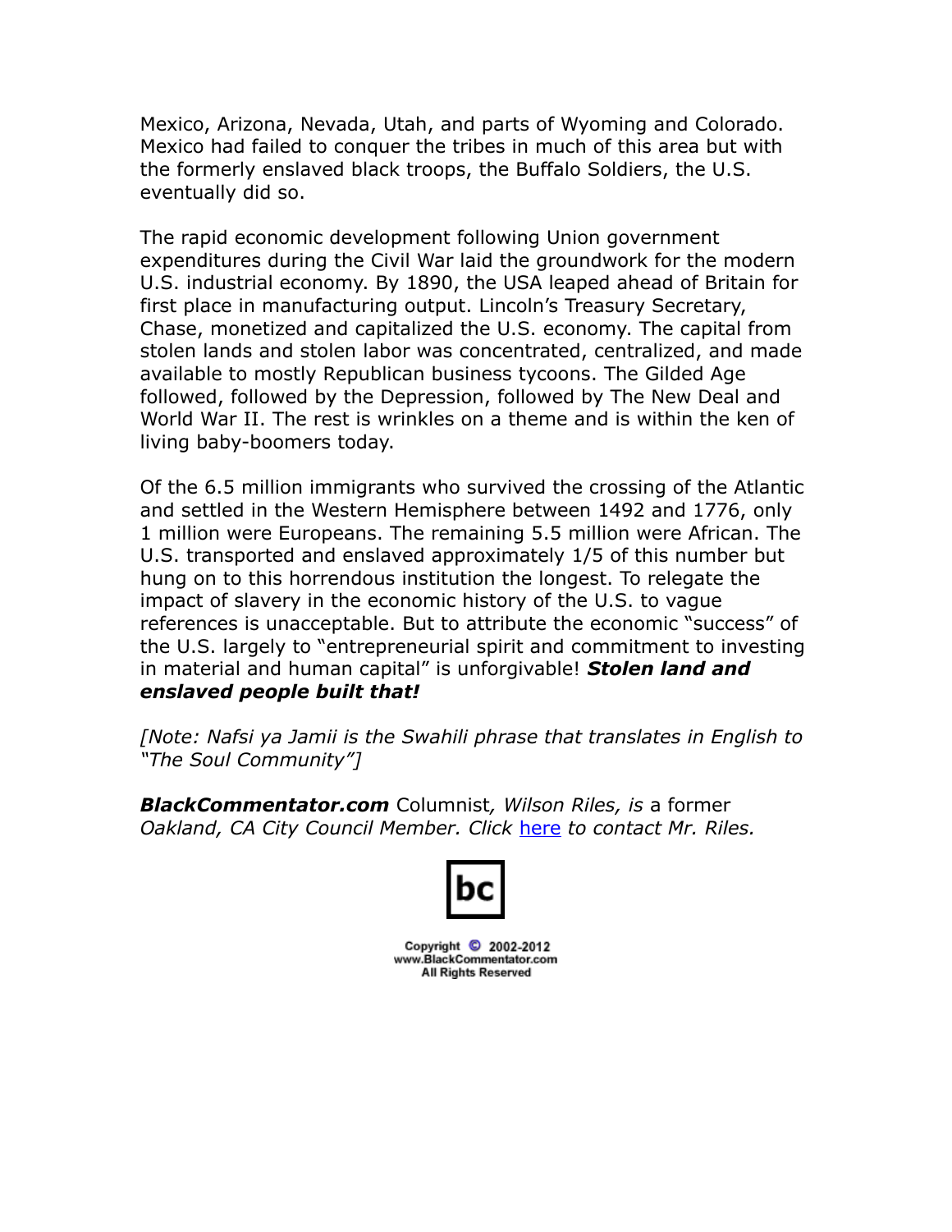Mexico, Arizona, Nevada, Utah, and parts of Wyoming and Colorado. Mexico had failed to conquer the tribes in much of this area but with the formerly enslaved black troops, the Buffalo Soldiers, the U.S. eventually did so.

The rapid economic development following Union government expenditures during the Civil War laid the groundwork for the modern U.S. industrial economy. By 1890, the USA leaped ahead of Britain for first place in manufacturing output. Lincoln's Treasury Secretary, Chase, monetized and capitalized the U.S. economy. The capital from stolen lands and stolen labor was concentrated, centralized, and made available to mostly Republican business tycoons. The Gilded Age followed, followed by the Depression, followed by The New Deal and World War II. The rest is wrinkles on a theme and is within the ken of living baby-boomers today.

Of the 6.5 million immigrants who survived the crossing of the Atlantic and settled in the Western Hemisphere between 1492 and 1776, only 1 million were Europeans. The remaining 5.5 million were African. The U.S. transported and enslaved approximately 1/5 of this number but hung on to this horrendous institution the longest. To relegate the impact of slavery in the economic history of the U.S. to vague references is unacceptable. But to attribute the economic "success" of the U.S. largely to "entrepreneurial spirit and commitment to investing in material and human capital" is unforgivable! ***Stolen land and enslaved people built that!***

*[Note: Nafsi ya Jamii is the Swahili phrase that translates in English to "The Soul Community"]*

***BlackCommentator.com*** Columnist*, Wilson Riles, is* a former *Oakland, CA City Council Member. Click* here *to contact Mr. Riles.*

bc

Copyright © 2002-2012
www.BlackCommentator.com
All Rights Reserved